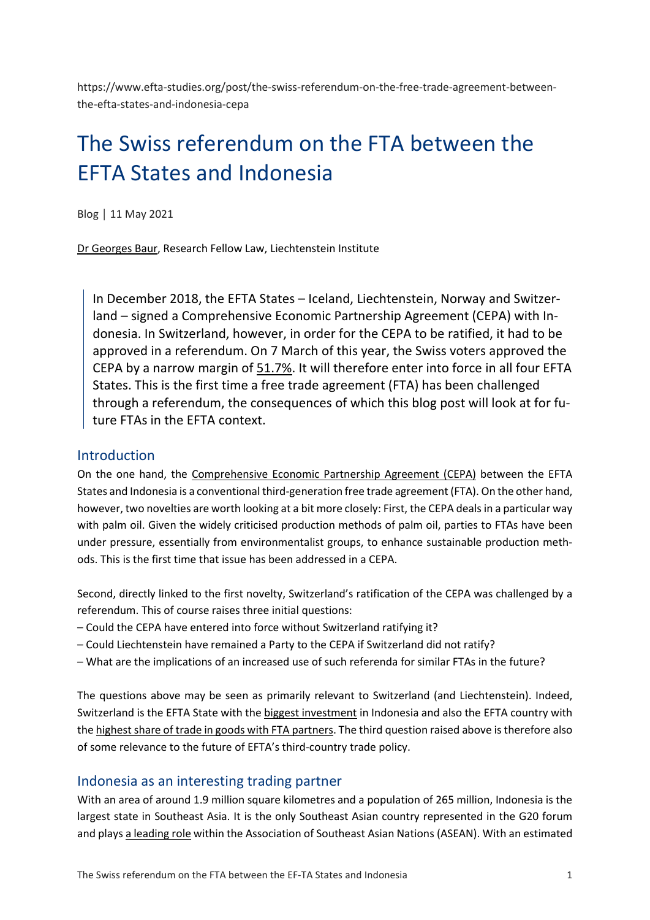https://www.efta-studies.org/post/the-swiss-referendum-on-the-free-trade-agreement-between-the-efta-states-and-indonesia-cepa

# The Swiss referendum on the FTA between the EFTA States and Indonesia

Blog | 11 May 2021

Dr Georges Baur, Research Fellow Law, Liechtenstein Institute

> In December 2018, the EFTA States – Iceland, Liechtenstein, Norway and Switzerland – signed a Comprehensive Economic Partnership Agreement (CEPA) with Indonesia. In Switzerland, however, in order for the CEPA to be ratified, it had to be approved in a referendum. On 7 March of this year, the Swiss voters approved the CEPA by a narrow margin of 51.7%. It will therefore enter into force in all four EFTA States. This is the first time a free trade agreement (FTA) has been challenged through a referendum, the consequences of which this blog post will look at for future FTAs in the EFTA context.

## Introduction

On the one hand, the Comprehensive Economic Partnership Agreement (CEPA) between the EFTA States and Indonesia is a conventional third-generation free trade agreement (FTA). On the other hand, however, two novelties are worth looking at a bit more closely: First, the CEPA deals in a particular way with palm oil. Given the widely criticised production methods of palm oil, parties to FTAs have been under pressure, essentially from environmentalist groups, to enhance sustainable production methods. This is the first time that issue has been addressed in a CEPA.

Second, directly linked to the first novelty, Switzerland's ratification of the CEPA was challenged by a referendum. This of course raises three initial questions:

– Could the CEPA have entered into force without Switzerland ratifying it?
– Could Liechtenstein have remained a Party to the CEPA if Switzerland did not ratify?
– What are the implications of an increased use of such referenda for similar FTAs in the future?

The questions above may be seen as primarily relevant to Switzerland (and Liechtenstein). Indeed, Switzerland is the EFTA State with the biggest investment in Indonesia and also the EFTA country with the highest share of trade in goods with FTA partners. The third question raised above is therefore also of some relevance to the future of EFTA's third-country trade policy.

## Indonesia as an interesting trading partner

With an area of around 1.9 million square kilometres and a population of 265 million, Indonesia is the largest state in Southeast Asia. It is the only Southeast Asian country represented in the G20 forum and plays a leading role within the Association of Southeast Asian Nations (ASEAN). With an estimated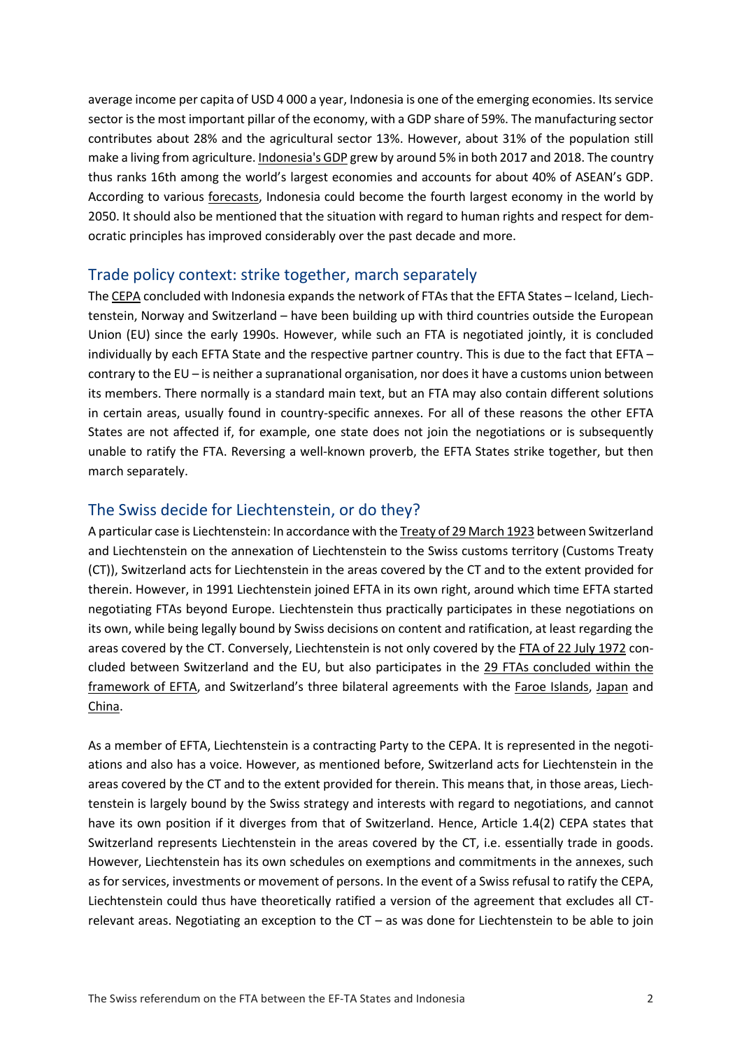average income per capita of USD 4 000 a year, Indonesia is one of the emerging economies. Its service sector is the most important pillar of the economy, with a GDP share of 59%. The manufacturing sector contributes about 28% and the agricultural sector 13%. However, about 31% of the population still make a living from agriculture. Indonesia's GDP grew by around 5% in both 2017 and 2018. The country thus ranks 16th among the world's largest economies and accounts for about 40% of ASEAN's GDP. According to various forecasts, Indonesia could become the fourth largest economy in the world by 2050. It should also be mentioned that the situation with regard to human rights and respect for democratic principles has improved considerably over the past decade and more.

## Trade policy context: strike together, march separately

The CEPA concluded with Indonesia expands the network of FTAs that the EFTA States – Iceland, Liechtenstein, Norway and Switzerland – have been building up with third countries outside the European Union (EU) since the early 1990s. However, while such an FTA is negotiated jointly, it is concluded individually by each EFTA State and the respective partner country. This is due to the fact that EFTA – contrary to the EU – is neither a supranational organisation, nor does it have a customs union between its members. There normally is a standard main text, but an FTA may also contain different solutions in certain areas, usually found in country-specific annexes. For all of these reasons the other EFTA States are not affected if, for example, one state does not join the negotiations or is subsequently unable to ratify the FTA. Reversing a well-known proverb, the EFTA States strike together, but then march separately.

## The Swiss decide for Liechtenstein, or do they?

A particular case is Liechtenstein: In accordance with the Treaty of 29 March 1923 between Switzerland and Liechtenstein on the annexation of Liechtenstein to the Swiss customs territory (Customs Treaty (CT)), Switzerland acts for Liechtenstein in the areas covered by the CT and to the extent provided for therein. However, in 1991 Liechtenstein joined EFTA in its own right, around which time EFTA started negotiating FTAs beyond Europe. Liechtenstein thus practically participates in these negotiations on its own, while being legally bound by Swiss decisions on content and ratification, at least regarding the areas covered by the CT. Conversely, Liechtenstein is not only covered by the FTA of 22 July 1972 concluded between Switzerland and the EU, but also participates in the 29 FTAs concluded within the framework of EFTA, and Switzerland's three bilateral agreements with the Faroe Islands, Japan and China.

As a member of EFTA, Liechtenstein is a contracting Party to the CEPA. It is represented in the negotiations and also has a voice. However, as mentioned before, Switzerland acts for Liechtenstein in the areas covered by the CT and to the extent provided for therein. This means that, in those areas, Liechtenstein is largely bound by the Swiss strategy and interests with regard to negotiations, and cannot have its own position if it diverges from that of Switzerland. Hence, Article 1.4(2) CEPA states that Switzerland represents Liechtenstein in the areas covered by the CT, i.e. essentially trade in goods. However, Liechtenstein has its own schedules on exemptions and commitments in the annexes, such as for services, investments or movement of persons. In the event of a Swiss refusal to ratify the CEPA, Liechtenstein could thus have theoretically ratified a version of the agreement that excludes all CT-relevant areas. Negotiating an exception to the CT – as was done for Liechtenstein to be able to join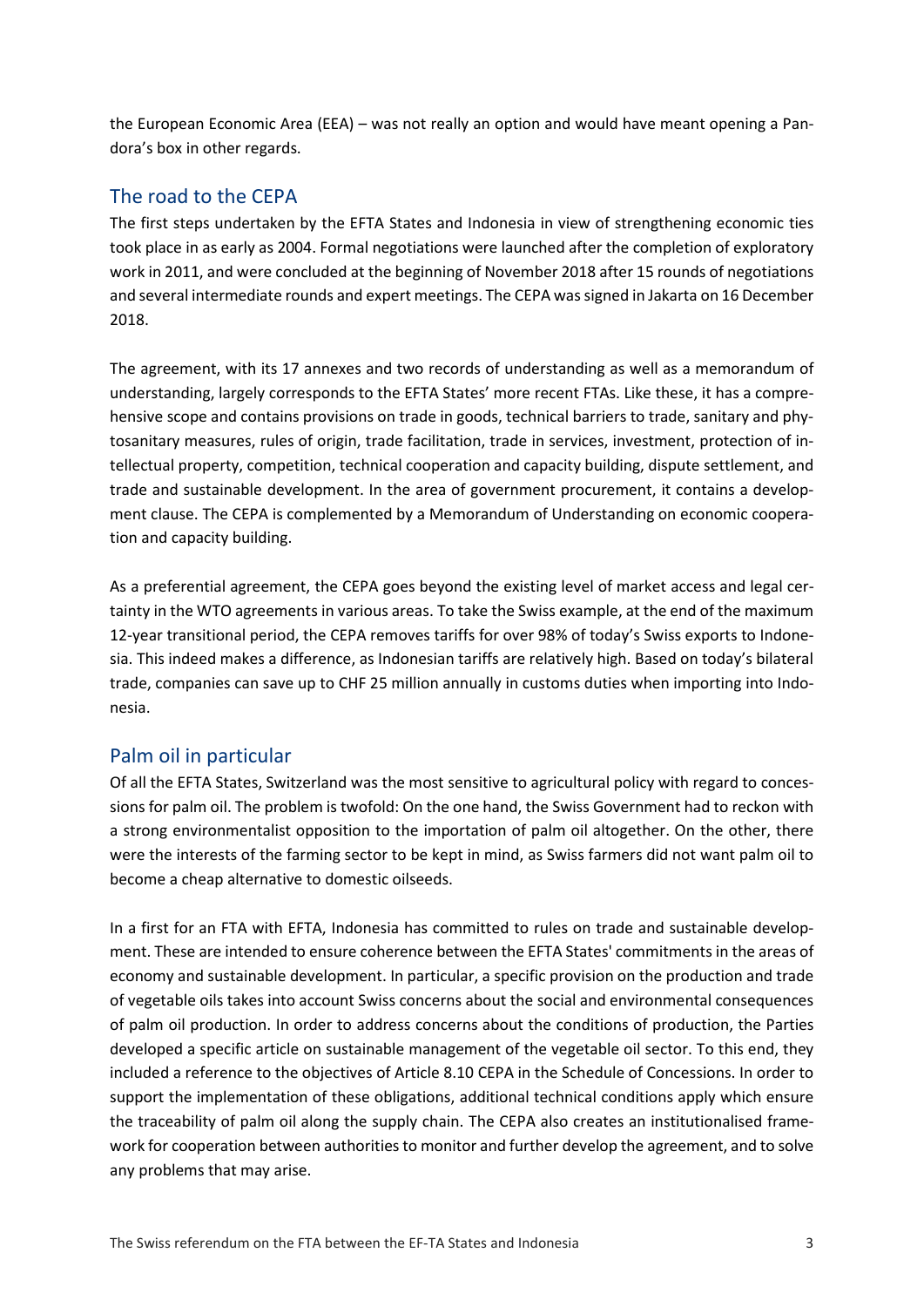the European Economic Area (EEA) – was not really an option and would have meant opening a Pandora's box in other regards.

## The road to the CEPA

The first steps undertaken by the EFTA States and Indonesia in view of strengthening economic ties took place in as early as 2004. Formal negotiations were launched after the completion of exploratory work in 2011, and were concluded at the beginning of November 2018 after 15 rounds of negotiations and several intermediate rounds and expert meetings. The CEPA was signed in Jakarta on 16 December 2018.

The agreement, with its 17 annexes and two records of understanding as well as a memorandum of understanding, largely corresponds to the EFTA States' more recent FTAs. Like these, it has a comprehensive scope and contains provisions on trade in goods, technical barriers to trade, sanitary and phytosanitary measures, rules of origin, trade facilitation, trade in services, investment, protection of intellectual property, competition, technical cooperation and capacity building, dispute settlement, and trade and sustainable development. In the area of government procurement, it contains a development clause. The CEPA is complemented by a Memorandum of Understanding on economic cooperation and capacity building.

As a preferential agreement, the CEPA goes beyond the existing level of market access and legal certainty in the WTO agreements in various areas. To take the Swiss example, at the end of the maximum 12-year transitional period, the CEPA removes tariffs for over 98% of today's Swiss exports to Indonesia. This indeed makes a difference, as Indonesian tariffs are relatively high. Based on today's bilateral trade, companies can save up to CHF 25 million annually in customs duties when importing into Indonesia.

## Palm oil in particular

Of all the EFTA States, Switzerland was the most sensitive to agricultural policy with regard to concessions for palm oil. The problem is twofold: On the one hand, the Swiss Government had to reckon with a strong environmentalist opposition to the importation of palm oil altogether. On the other, there were the interests of the farming sector to be kept in mind, as Swiss farmers did not want palm oil to become a cheap alternative to domestic oilseeds.

In a first for an FTA with EFTA, Indonesia has committed to rules on trade and sustainable development. These are intended to ensure coherence between the EFTA States' commitments in the areas of economy and sustainable development. In particular, a specific provision on the production and trade of vegetable oils takes into account Swiss concerns about the social and environmental consequences of palm oil production. In order to address concerns about the conditions of production, the Parties developed a specific article on sustainable management of the vegetable oil sector. To this end, they included a reference to the objectives of Article 8.10 CEPA in the Schedule of Concessions. In order to support the implementation of these obligations, additional technical conditions apply which ensure the traceability of palm oil along the supply chain. The CEPA also creates an institutionalised framework for cooperation between authorities to monitor and further develop the agreement, and to solve any problems that may arise.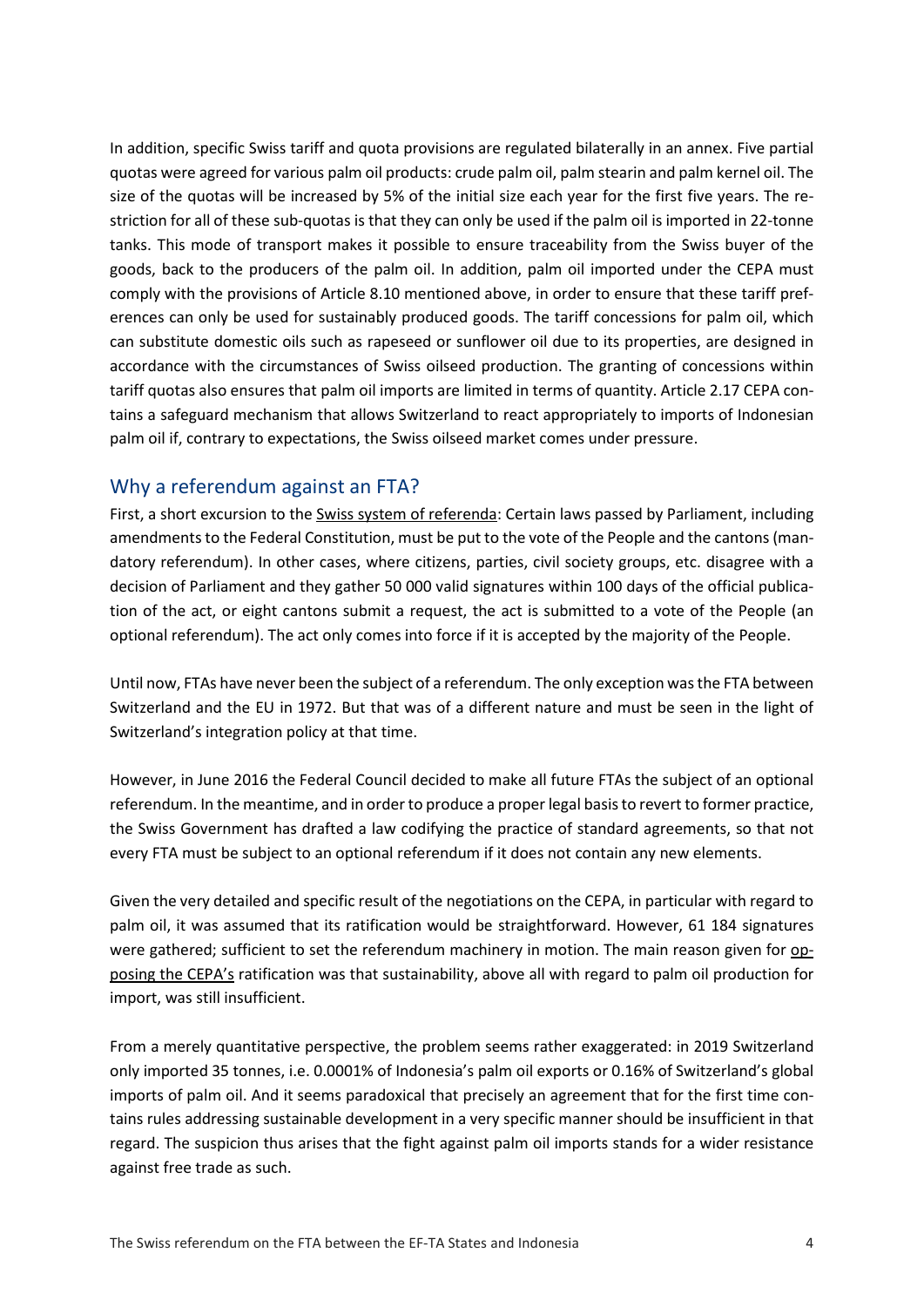In addition, specific Swiss tariff and quota provisions are regulated bilaterally in an annex. Five partial quotas were agreed for various palm oil products: crude palm oil, palm stearin and palm kernel oil. The size of the quotas will be increased by 5% of the initial size each year for the first five years. The restriction for all of these sub-quotas is that they can only be used if the palm oil is imported in 22-tonne tanks. This mode of transport makes it possible to ensure traceability from the Swiss buyer of the goods, back to the producers of the palm oil. In addition, palm oil imported under the CEPA must comply with the provisions of Article 8.10 mentioned above, in order to ensure that these tariff preferences can only be used for sustainably produced goods. The tariff concessions for palm oil, which can substitute domestic oils such as rapeseed or sunflower oil due to its properties, are designed in accordance with the circumstances of Swiss oilseed production. The granting of concessions within tariff quotas also ensures that palm oil imports are limited in terms of quantity. Article 2.17 CEPA contains a safeguard mechanism that allows Switzerland to react appropriately to imports of Indonesian palm oil if, contrary to expectations, the Swiss oilseed market comes under pressure.

## Why a referendum against an FTA?

First, a short excursion to the Swiss system of referenda: Certain laws passed by Parliament, including amendments to the Federal Constitution, must be put to the vote of the People and the cantons (mandatory referendum). In other cases, where citizens, parties, civil society groups, etc. disagree with a decision of Parliament and they gather 50 000 valid signatures within 100 days of the official publication of the act, or eight cantons submit a request, the act is submitted to a vote of the People (an optional referendum). The act only comes into force if it is accepted by the majority of the People.

Until now, FTAs have never been the subject of a referendum. The only exception was the FTA between Switzerland and the EU in 1972. But that was of a different nature and must be seen in the light of Switzerland's integration policy at that time.

However, in June 2016 the Federal Council decided to make all future FTAs the subject of an optional referendum. In the meantime, and in order to produce a proper legal basis to revert to former practice, the Swiss Government has drafted a law codifying the practice of standard agreements, so that not every FTA must be subject to an optional referendum if it does not contain any new elements.

Given the very detailed and specific result of the negotiations on the CEPA, in particular with regard to palm oil, it was assumed that its ratification would be straightforward. However, 61 184 signatures were gathered; sufficient to set the referendum machinery in motion. The main reason given for opposing the CEPA's ratification was that sustainability, above all with regard to palm oil production for import, was still insufficient.

From a merely quantitative perspective, the problem seems rather exaggerated: in 2019 Switzerland only imported 35 tonnes, i.e. 0.0001% of Indonesia's palm oil exports or 0.16% of Switzerland's global imports of palm oil. And it seems paradoxical that precisely an agreement that for the first time contains rules addressing sustainable development in a very specific manner should be insufficient in that regard. The suspicion thus arises that the fight against palm oil imports stands for a wider resistance against free trade as such.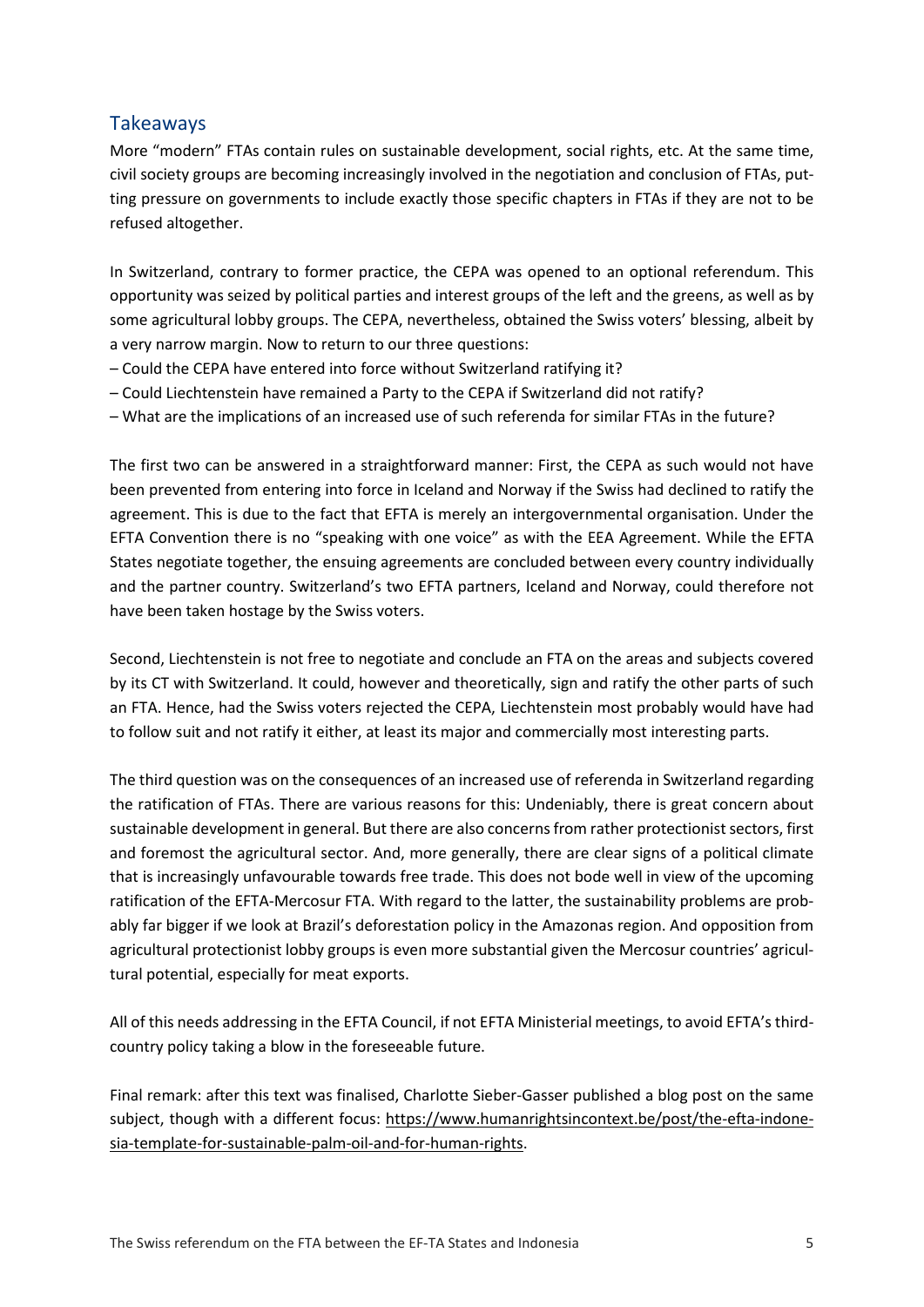## Takeaways

More "modern" FTAs contain rules on sustainable development, social rights, etc. At the same time, civil society groups are becoming increasingly involved in the negotiation and conclusion of FTAs, putting pressure on governments to include exactly those specific chapters in FTAs if they are not to be refused altogether.

In Switzerland, contrary to former practice, the CEPA was opened to an optional referendum. This opportunity was seized by political parties and interest groups of the left and the greens, as well as by some agricultural lobby groups. The CEPA, nevertheless, obtained the Swiss voters' blessing, albeit by a very narrow margin. Now to return to our three questions:

– Could the CEPA have entered into force without Switzerland ratifying it?
– Could Liechtenstein have remained a Party to the CEPA if Switzerland did not ratify?
– What are the implications of an increased use of such referenda for similar FTAs in the future?

The first two can be answered in a straightforward manner: First, the CEPA as such would not have been prevented from entering into force in Iceland and Norway if the Swiss had declined to ratify the agreement. This is due to the fact that EFTA is merely an intergovernmental organisation. Under the EFTA Convention there is no "speaking with one voice" as with the EEA Agreement. While the EFTA States negotiate together, the ensuing agreements are concluded between every country individually and the partner country. Switzerland's two EFTA partners, Iceland and Norway, could therefore not have been taken hostage by the Swiss voters.

Second, Liechtenstein is not free to negotiate and conclude an FTA on the areas and subjects covered by its CT with Switzerland. It could, however and theoretically, sign and ratify the other parts of such an FTA. Hence, had the Swiss voters rejected the CEPA, Liechtenstein most probably would have had to follow suit and not ratify it either, at least its major and commercially most interesting parts.

The third question was on the consequences of an increased use of referenda in Switzerland regarding the ratification of FTAs. There are various reasons for this: Undeniably, there is great concern about sustainable development in general. But there are also concerns from rather protectionist sectors, first and foremost the agricultural sector. And, more generally, there are clear signs of a political climate that is increasingly unfavourable towards free trade. This does not bode well in view of the upcoming ratification of the EFTA-Mercosur FTA. With regard to the latter, the sustainability problems are probably far bigger if we look at Brazil's deforestation policy in the Amazonas region. And opposition from agricultural protectionist lobby groups is even more substantial given the Mercosur countries' agricultural potential, especially for meat exports.

All of this needs addressing in the EFTA Council, if not EFTA Ministerial meetings, to avoid EFTA's third-country policy taking a blow in the foreseeable future.

Final remark: after this text was finalised, Charlotte Sieber-Gasser published a blog post on the same subject, though with a different focus: [https://www.humanrightsincontext.be/post/the-efta-indonesia-template-for-sustainable-palm-oil-and-for-human-rights](https://www.humanrightsincontext.be/post/the-efta-indonesia-template-for-sustainable-palm-oil-and-for-human-rights).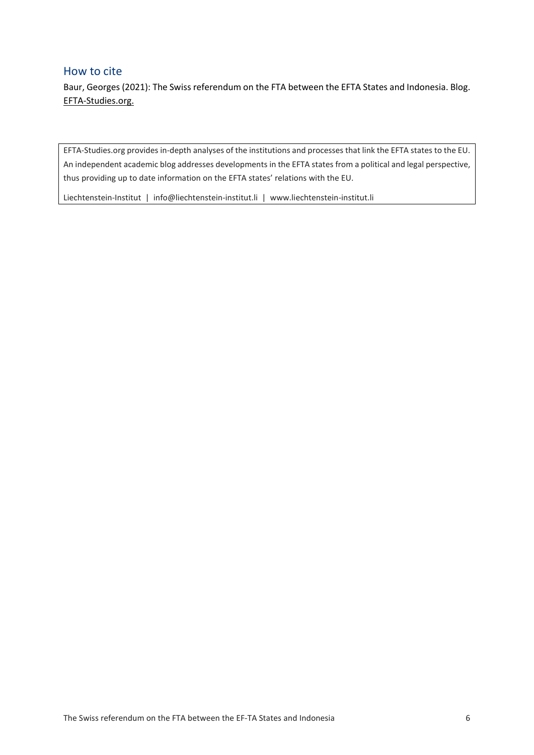## How to cite

Baur, Georges (2021): The Swiss referendum on the FTA between the EFTA States and Indonesia. Blog. EFTA-Studies.org.

EFTA-Studies.org provides in-depth analyses of the institutions and processes that link the EFTA states to the EU. An independent academic blog addresses developments in the EFTA states from a political and legal perspective, thus providing up to date information on the EFTA states' relations with the EU.

Liechtenstein-Institut | info@liechtenstein-institut.li | www.liechtenstein-institut.li